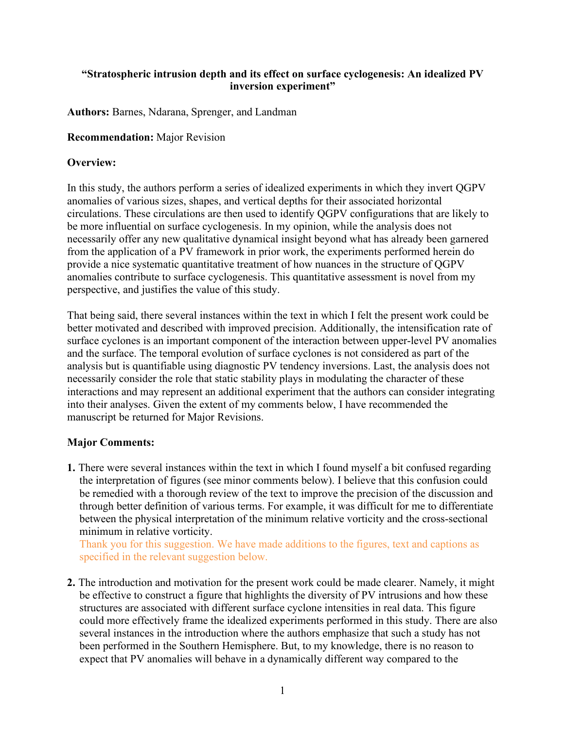**"Stratospheric intrusion depth and its effect on surface cyclogenesis: An idealized PV inversion experiment"**

**Authors:** Barnes, Ndarana, Sprenger, and Landman

**Recommendation:** Major Revision

**Overview:**

In this study, the authors perform a series of idealized experiments in which they invert QGPV anomalies of various sizes, shapes, and vertical depths for their associated horizontal circulations. These circulations are then used to identify QGPV configurations that are likely to be more influential on surface cyclogenesis. In my opinion, while the analysis does not necessarily offer any new qualitative dynamical insight beyond what has already been garnered from the application of a PV framework in prior work, the experiments performed herein do provide a nice systematic quantitative treatment of how nuances in the structure of QGPV anomalies contribute to surface cyclogenesis. This quantitative assessment is novel from my perspective, and justifies the value of this study.

That being said, there several instances within the text in which I felt the present work could be better motivated and described with improved precision. Additionally, the intensification rate of surface cyclones is an important component of the interaction between upper-level PV anomalies and the surface. The temporal evolution of surface cyclones is not considered as part of the analysis but is quantifiable using diagnostic PV tendency inversions. Last, the analysis does not necessarily consider the role that static stability plays in modulating the character of these interactions and may represent an additional experiment that the authors can consider integrating into their analyses. Given the extent of my comments below, I have recommended the manuscript be returned for Major Revisions.

**Major Comments:**

1. There were several instances within the text in which I found myself a bit confused regarding the interpretation of figures (see minor comments below). I believe that this confusion could be remedied with a thorough review of the text to improve the precision of the discussion and through better definition of various terms. For example, it was difficult for me to differentiate between the physical interpretation of the minimum relative vorticity and the cross-sectional minimum in relative vorticity.
   Thank you for this suggestion. We have made additions to the figures, text and captions as specified in the relevant suggestion below.

2. The introduction and motivation for the present work could be made clearer. Namely, it might be effective to construct a figure that highlights the diversity of PV intrusions and how these structures are associated with different surface cyclone intensities in real data. This figure could more effectively frame the idealized experiments performed in this study. There are also several instances in the introduction where the authors emphasize that such a study has not been performed in the Southern Hemisphere. But, to my knowledge, there is no reason to expect that PV anomalies will behave in a dynamically different way compared to the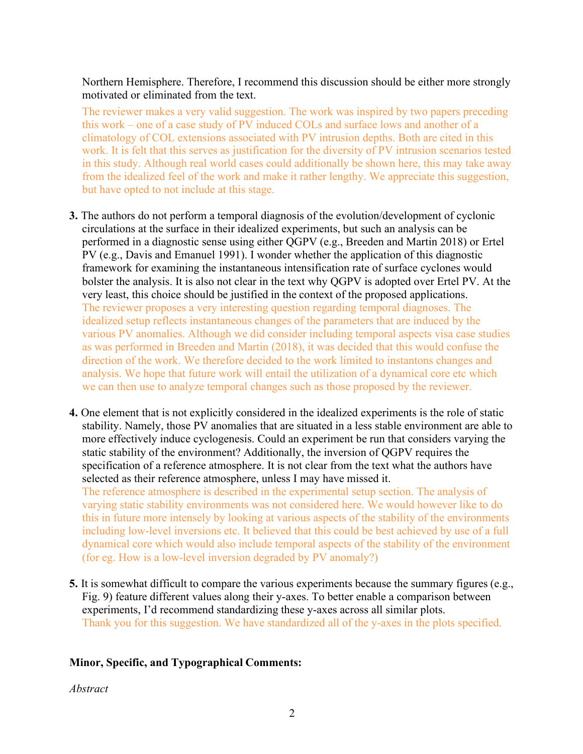Northern Hemisphere. Therefore, I recommend this discussion should be either more strongly motivated or eliminated from the text.

The reviewer makes a very valid suggestion. The work was inspired by two papers preceding this work – one of a case study of PV induced COLs and surface lows and another of a climatology of COL extensions associated with PV intrusion depths. Both are cited in this work. It is felt that this serves as justification for the diversity of PV intrusion scenarios tested in this study. Although real world cases could additionally be shown here, this may take away from the idealized feel of the work and make it rather lengthy. We appreciate this suggestion, but have opted to not include at this stage.

**3.** The authors do not perform a temporal diagnosis of the evolution/development of cyclonic circulations at the surface in their idealized experiments, but such an analysis can be performed in a diagnostic sense using either QGPV (e.g., Breeden and Martin 2018) or Ertel PV (e.g., Davis and Emanuel 1991). I wonder whether the application of this diagnostic framework for examining the instantaneous intensification rate of surface cyclones would bolster the analysis. It is also not clear in the text why QGPV is adopted over Ertel PV. At the very least, this choice should be justified in the context of the proposed applications.
The reviewer proposes a very interesting question regarding temporal diagnoses. The idealized setup reflects instantaneous changes of the parameters that are induced by the various PV anomalies. Although we did consider including temporal aspects visa case studies as was performed in Breeden and Martin (2018), it was decided that this would confuse the direction of the work. We therefore decided to the work limited to instantons changes and analysis. We hope that future work will entail the utilization of a dynamical core etc which we can then use to analyze temporal changes such as those proposed by the reviewer.

**4.** One element that is not explicitly considered in the idealized experiments is the role of static stability. Namely, those PV anomalies that are situated in a less stable environment are able to more effectively induce cyclogenesis. Could an experiment be run that considers varying the static stability of the environment? Additionally, the inversion of QGPV requires the specification of a reference atmosphere. It is not clear from the text what the authors have selected as their reference atmosphere, unless I may have missed it.
The reference atmosphere is described in the experimental setup section. The analysis of varying static stability environments was not considered here. We would however like to do this in future more intensely by looking at various aspects of the stability of the environments including low-level inversions etc. It believed that this could be best achieved by use of a full dynamical core which would also include temporal aspects of the stability of the environment (for eg. How is a low-level inversion degraded by PV anomaly?)

**5.** It is somewhat difficult to compare the various experiments because the summary figures (e.g., Fig. 9) feature different values along their y-axes. To better enable a comparison between experiments, I'd recommend standardizing these y-axes across all similar plots.
Thank you for this suggestion. We have standardized all of the y-axes in the plots specified.

**Minor, Specific, and Typographical Comments:**

*Abstract*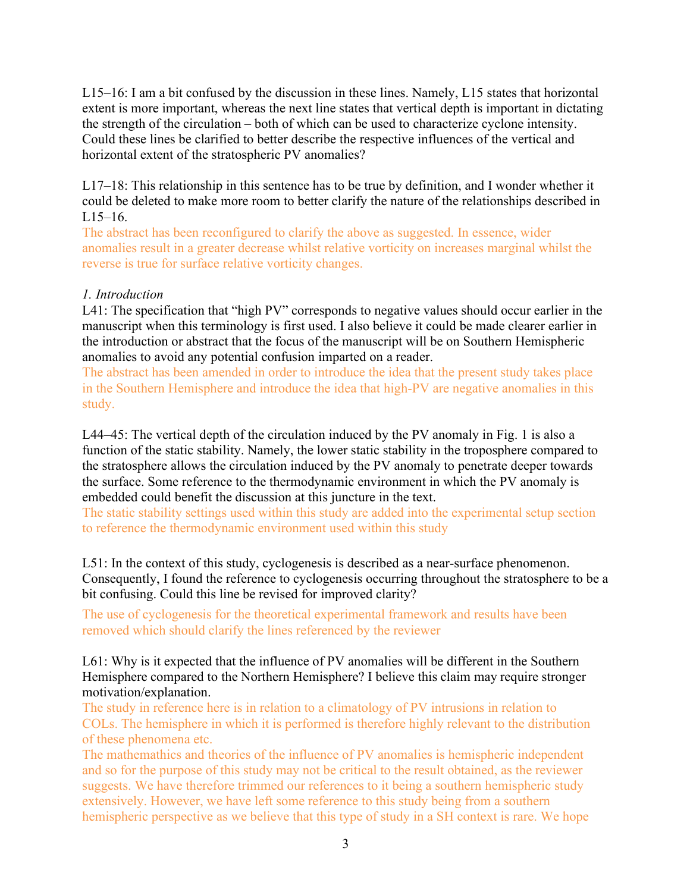L15–16: I am a bit confused by the discussion in these lines. Namely, L15 states that horizontal extent is more important, whereas the next line states that vertical depth is important in dictating the strength of the circulation – both of which can be used to characterize cyclone intensity. Could these lines be clarified to better describe the respective influences of the vertical and horizontal extent of the stratospheric PV anomalies?

L17–18: This relationship in this sentence has to be true by definition, and I wonder whether it could be deleted to make more room to better clarify the nature of the relationships described in L15–16.

The abstract has been reconfigured to clarify the above as suggested. In essence, wider anomalies result in a greater decrease whilst relative vorticity on increases marginal whilst the reverse is true for surface relative vorticity changes.

*1. Introduction*

L41: The specification that "high PV" corresponds to negative values should occur earlier in the manuscript when this terminology is first used. I also believe it could be made clearer earlier in the introduction or abstract that the focus of the manuscript will be on Southern Hemispheric anomalies to avoid any potential confusion imparted on a reader.

The abstract has been amended in order to introduce the idea that the present study takes place in the Southern Hemisphere and introduce the idea that high-PV are negative anomalies in this study.

L44–45: The vertical depth of the circulation induced by the PV anomaly in Fig. 1 is also a function of the static stability. Namely, the lower static stability in the troposphere compared to the stratosphere allows the circulation induced by the PV anomaly to penetrate deeper towards the surface. Some reference to the thermodynamic environment in which the PV anomaly is embedded could benefit the discussion at this juncture in the text.

The static stability settings used within this study are added into the experimental setup section to reference the thermodynamic environment used within this study

L51: In the context of this study, cyclogenesis is described as a near-surface phenomenon. Consequently, I found the reference to cyclogenesis occurring throughout the stratosphere to be a bit confusing. Could this line be revised for improved clarity?

The use of cyclogenesis for the theoretical experimental framework and results have been removed which should clarify the lines referenced by the reviewer

L61: Why is it expected that the influence of PV anomalies will be different in the Southern Hemisphere compared to the Northern Hemisphere? I believe this claim may require stronger motivation/explanation.

The study in reference here is in relation to a climatology of PV intrusions in relation to COLs. The hemisphere in which it is performed is therefore highly relevant to the distribution of these phenomena etc.

The mathemathics and theories of the influence of PV anomalies is hemispheric independent and so for the purpose of this study may not be critical to the result obtained, as the reviewer suggests. We have therefore trimmed our references to it being a southern hemispheric study extensively. However, we have left some reference to this study being from a southern hemispheric perspective as we believe that this type of study in a SH context is rare. We hope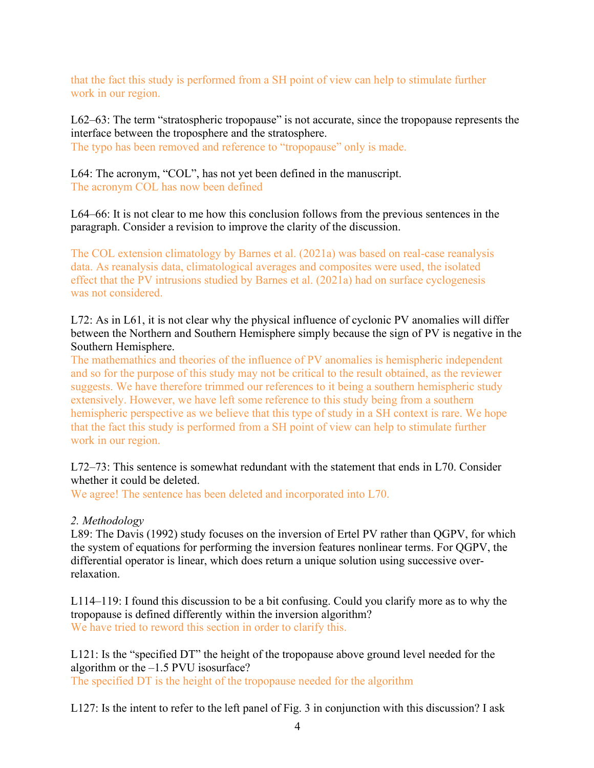that the fact this study is performed from a SH point of view can help to stimulate further work in our region.

L62–63: The term "stratospheric tropopause" is not accurate, since the tropopause represents the interface between the troposphere and the stratosphere.
The typo has been removed and reference to "tropopause" only is made.

L64: The acronym, "COL", has not yet been defined in the manuscript.
The acronym COL has now been defined

L64–66: It is not clear to me how this conclusion follows from the previous sentences in the paragraph. Consider a revision to improve the clarity of the discussion.

The COL extension climatology by Barnes et al. (2021a) was based on real-case reanalysis data. As reanalysis data, climatological averages and composites were used, the isolated effect that the PV intrusions studied by Barnes et al. (2021a) had on surface cyclogenesis was not considered.

L72: As in L61, it is not clear why the physical influence of cyclonic PV anomalies will differ between the Northern and Southern Hemisphere simply because the sign of PV is negative in the Southern Hemisphere.
The mathemathics and theories of the influence of PV anomalies is hemispheric independent and so for the purpose of this study may not be critical to the result obtained, as the reviewer suggests. We have therefore trimmed our references to it being a southern hemispheric study extensively. However, we have left some reference to this study being from a southern hemispheric perspective as we believe that this type of study in a SH context is rare. We hope that the fact this study is performed from a SH point of view can help to stimulate further work in our region.

L72–73: This sentence is somewhat redundant with the statement that ends in L70. Consider whether it could be deleted.
We agree! The sentence has been deleted and incorporated into L70.

*2. Methodology*

L89: The Davis (1992) study focuses on the inversion of Ertel PV rather than QGPV, for which the system of equations for performing the inversion features nonlinear terms. For QGPV, the differential operator is linear, which does return a unique solution using successive over-relaxation.

L114–119: I found this discussion to be a bit confusing. Could you clarify more as to why the tropopause is defined differently within the inversion algorithm?
We have tried to reword this section in order to clarify this.

L121: Is the "specified DT" the height of the tropopause above ground level needed for the algorithm or the –1.5 PVU isosurface?
The specified DT is the height of the tropopause needed for the algorithm

L127: Is the intent to refer to the left panel of Fig. 3 in conjunction with this discussion? I ask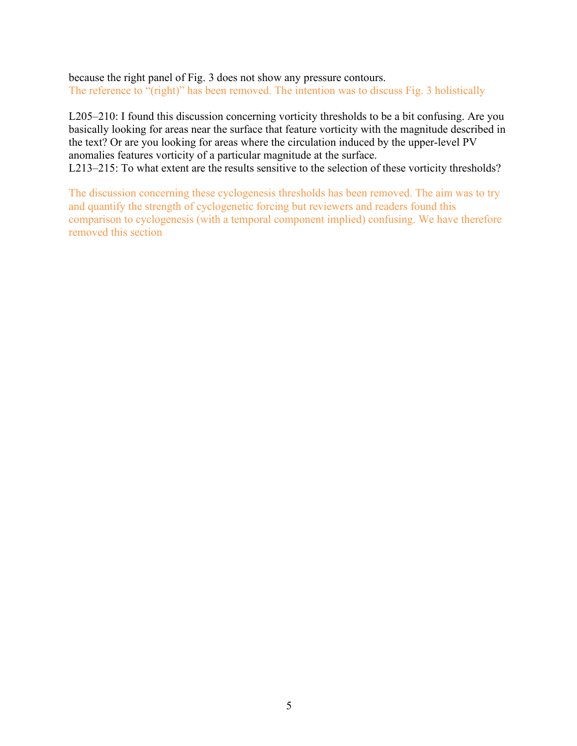because the right panel of Fig. 3 does not show any pressure contours.

The reference to "(right)" has been removed. The intention was to discuss Fig. 3 holistically

L205–210: I found this discussion concerning vorticity thresholds to be a bit confusing. Are you basically looking for areas near the surface that feature vorticity with the magnitude described in the text? Or are you looking for areas where the circulation induced by the upper-level PV anomalies features vorticity of a particular magnitude at the surface.

L213–215: To what extent are the results sensitive to the selection of these vorticity thresholds?

The discussion concerning these cyclogenesis thresholds has been removed. The aim was to try and quantify the strength of cyclogenetic forcing but reviewers and readers found this comparison to cyclogenesis (with a temporal component implied) confusing. We have therefore removed this section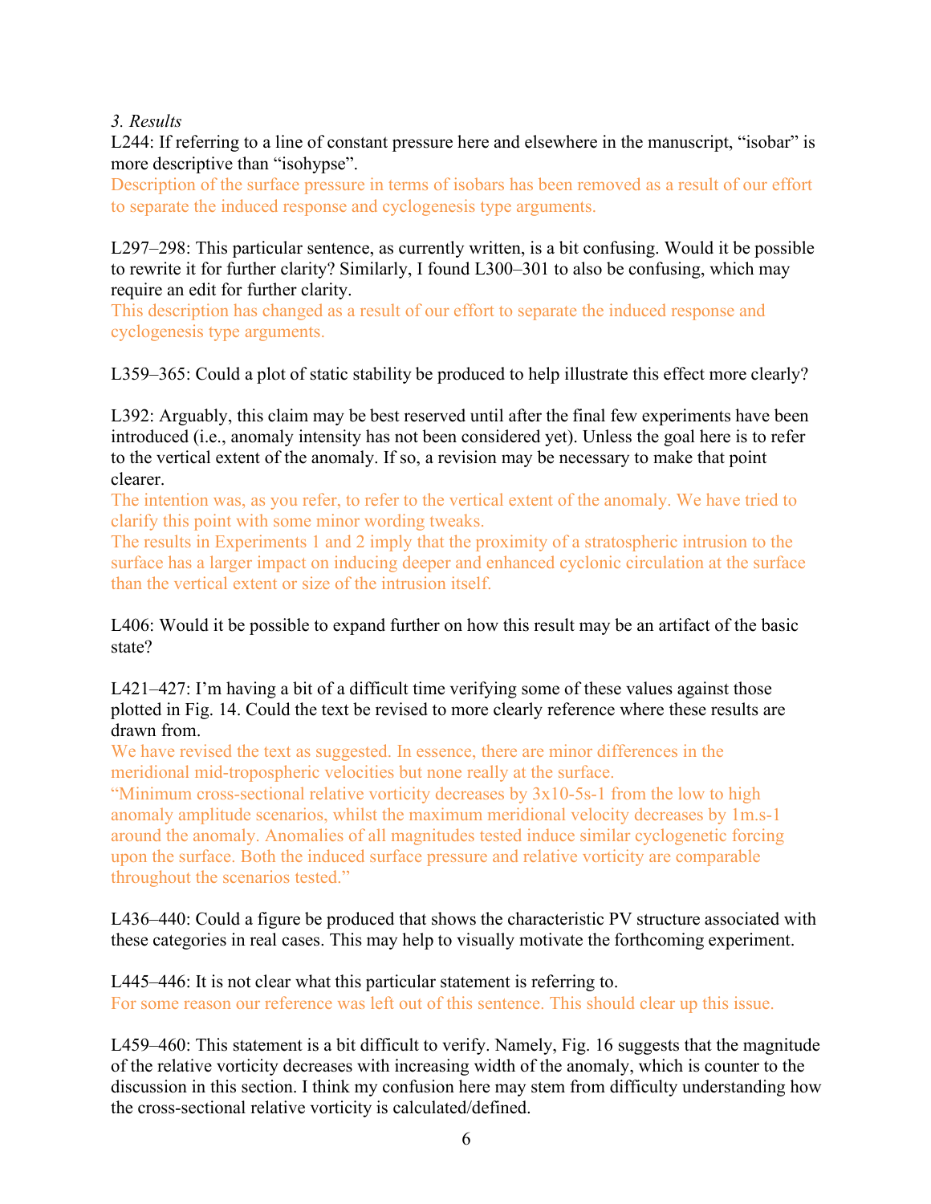*3. Results*

L244: If referring to a line of constant pressure here and elsewhere in the manuscript, “isobar” is more descriptive than “isohypse”.

Description of the surface pressure in terms of isobars has been removed as a result of our effort to separate the induced response and cyclogenesis type arguments.

L297–298: This particular sentence, as currently written, is a bit confusing. Would it be possible to rewrite it for further clarity? Similarly, I found L300–301 to also be confusing, which may require an edit for further clarity.

This description has changed as a result of our effort to separate the induced response and cyclogenesis type arguments.

L359–365: Could a plot of static stability be produced to help illustrate this effect more clearly?

L392: Arguably, this claim may be best reserved until after the final few experiments have been introduced (i.e., anomaly intensity has not been considered yet). Unless the goal here is to refer to the vertical extent of the anomaly. If so, a revision may be necessary to make that point clearer.

The intention was, as you refer, to refer to the vertical extent of the anomaly. We have tried to clarify this point with some minor wording tweaks.

The results in Experiments 1 and 2 imply that the proximity of a stratospheric intrusion to the surface has a larger impact on inducing deeper and enhanced cyclonic circulation at the surface than the vertical extent or size of the intrusion itself.

L406: Would it be possible to expand further on how this result may be an artifact of the basic state?

L421–427: I’m having a bit of a difficult time verifying some of these values against those plotted in Fig. 14. Could the text be revised to more clearly reference where these results are drawn from.

We have revised the text as suggested. In essence, there are minor differences in the meridional mid-tropospheric velocities but none really at the surface.

“Minimum cross-sectional relative vorticity decreases by 3x10-5s-1 from the low to high anomaly amplitude scenarios, whilst the maximum meridional velocity decreases by 1m.s-1 around the anomaly. Anomalies of all magnitudes tested induce similar cyclogenetic forcing upon the surface. Both the induced surface pressure and relative vorticity are comparable throughout the scenarios tested.”

L436–440: Could a figure be produced that shows the characteristic PV structure associated with these categories in real cases. This may help to visually motivate the forthcoming experiment.

L445–446: It is not clear what this particular statement is referring to.

For some reason our reference was left out of this sentence. This should clear up this issue.

L459–460: This statement is a bit difficult to verify. Namely, Fig. 16 suggests that the magnitude of the relative vorticity decreases with increasing width of the anomaly, which is counter to the discussion in this section. I think my confusion here may stem from difficulty understanding how the cross-sectional relative vorticity is calculated/defined.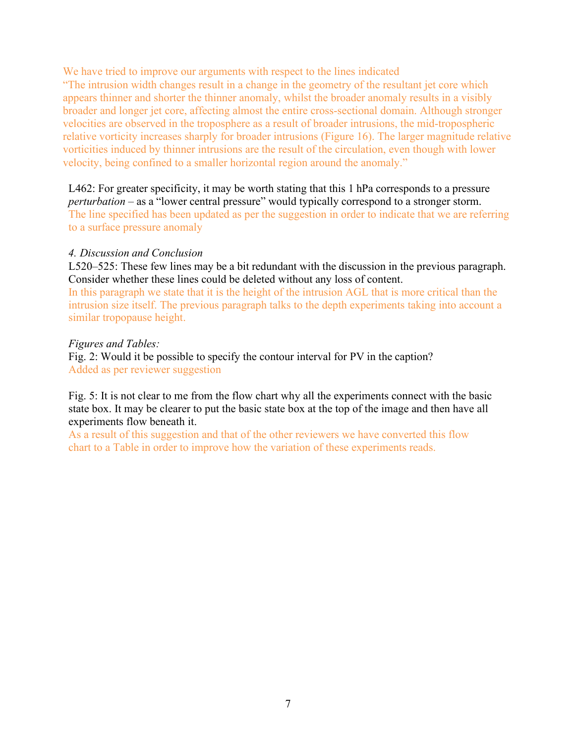We have tried to improve our arguments with respect to the lines indicated
"The intrusion width changes result in a change in the geometry of the resultant jet core which appears thinner and shorter the thinner anomaly, whilst the broader anomaly results in a visibly broader and longer jet core, affecting almost the entire cross-sectional domain. Although stronger velocities are observed in the troposphere as a result of broader intrusions, the mid-tropospheric relative vorticity increases sharply for broader intrusions (Figure 16). The larger magnitude relative vorticities induced by thinner intrusions are the result of the circulation, even though with lower velocity, being confined to a smaller horizontal region around the anomaly."

L462: For greater specificity, it may be worth stating that this 1 hPa corresponds to a pressure *perturbation* – as a "lower central pressure" would typically correspond to a stronger storm.
The line specified has been updated as per the suggestion in order to indicate that we are referring to a surface pressure anomaly

*4. Discussion and Conclusion*
L520–525: These few lines may be a bit redundant with the discussion in the previous paragraph. Consider whether these lines could be deleted without any loss of content.
In this paragraph we state that it is the height of the intrusion AGL that is more critical than the intrusion size itself. The previous paragraph talks to the depth experiments taking into account a similar tropopause height.

*Figures and Tables:*
Fig. 2: Would it be possible to specify the contour interval for PV in the caption?
Added as per reviewer suggestion

Fig. 5: It is not clear to me from the flow chart why all the experiments connect with the basic state box. It may be clearer to put the basic state box at the top of the image and then have all experiments flow beneath it.
As a result of this suggestion and that of the other reviewers we have converted this flow chart to a Table in order to improve how the variation of these experiments reads.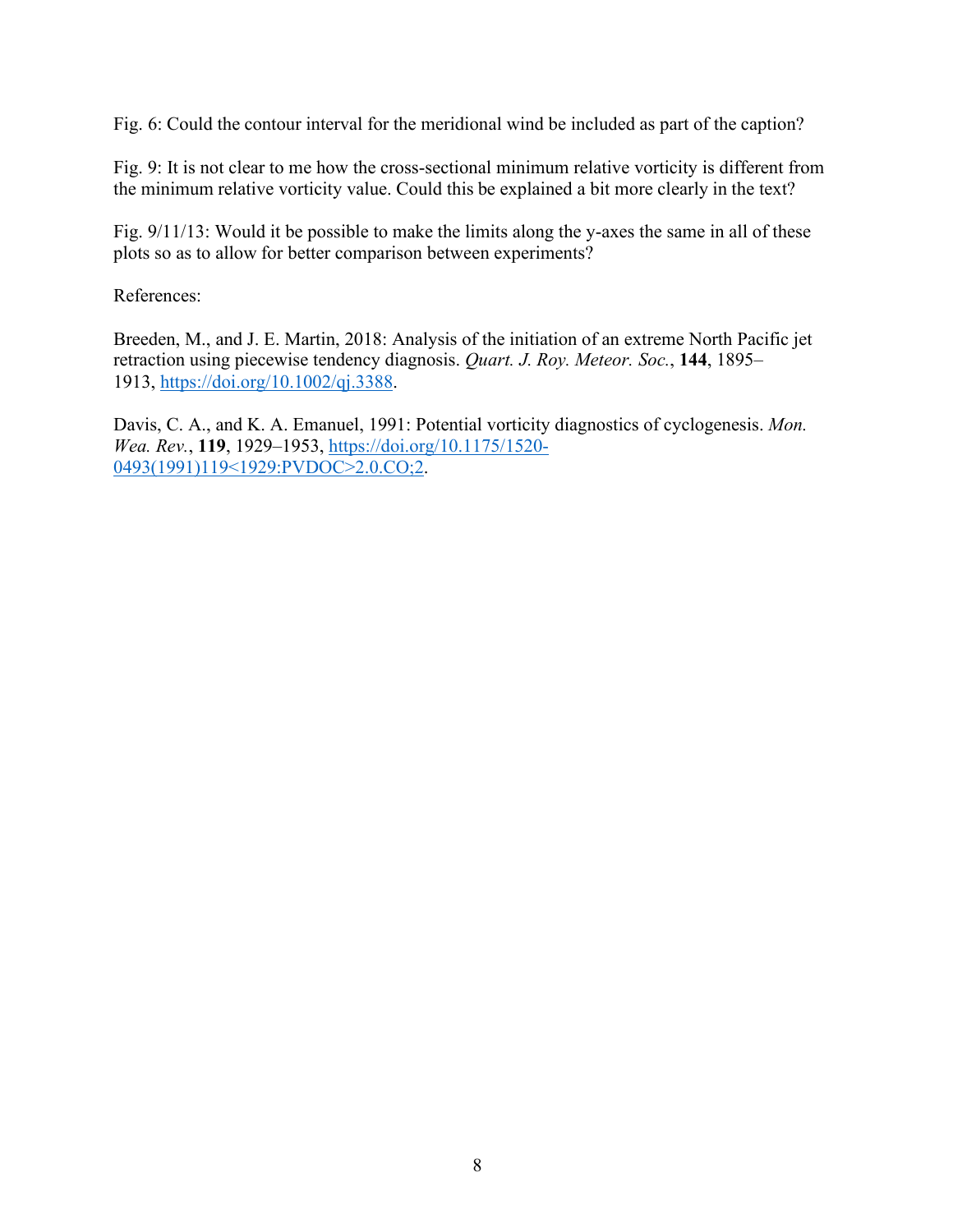Fig. 6: Could the contour interval for the meridional wind be included as part of the caption?

Fig. 9: It is not clear to me how the cross-sectional minimum relative vorticity is different from the minimum relative vorticity value. Could this be explained a bit more clearly in the text?

Fig. 9/11/13: Would it be possible to make the limits along the y-axes the same in all of these plots so as to allow for better comparison between experiments?

References:

Breeden, M., and J. E. Martin, 2018: Analysis of the initiation of an extreme North Pacific jet retraction using piecewise tendency diagnosis. *Quart. J. Roy. Meteor. Soc.*, **144**, 1895–1913, https://doi.org/10.1002/qj.3388.

Davis, C. A., and K. A. Emanuel, 1991: Potential vorticity diagnostics of cyclogenesis. *Mon. Wea. Rev.*, **119**, 1929–1953, https://doi.org/10.1175/1520-0493(1991)119<1929:PVDOC>2.0.CO;2.